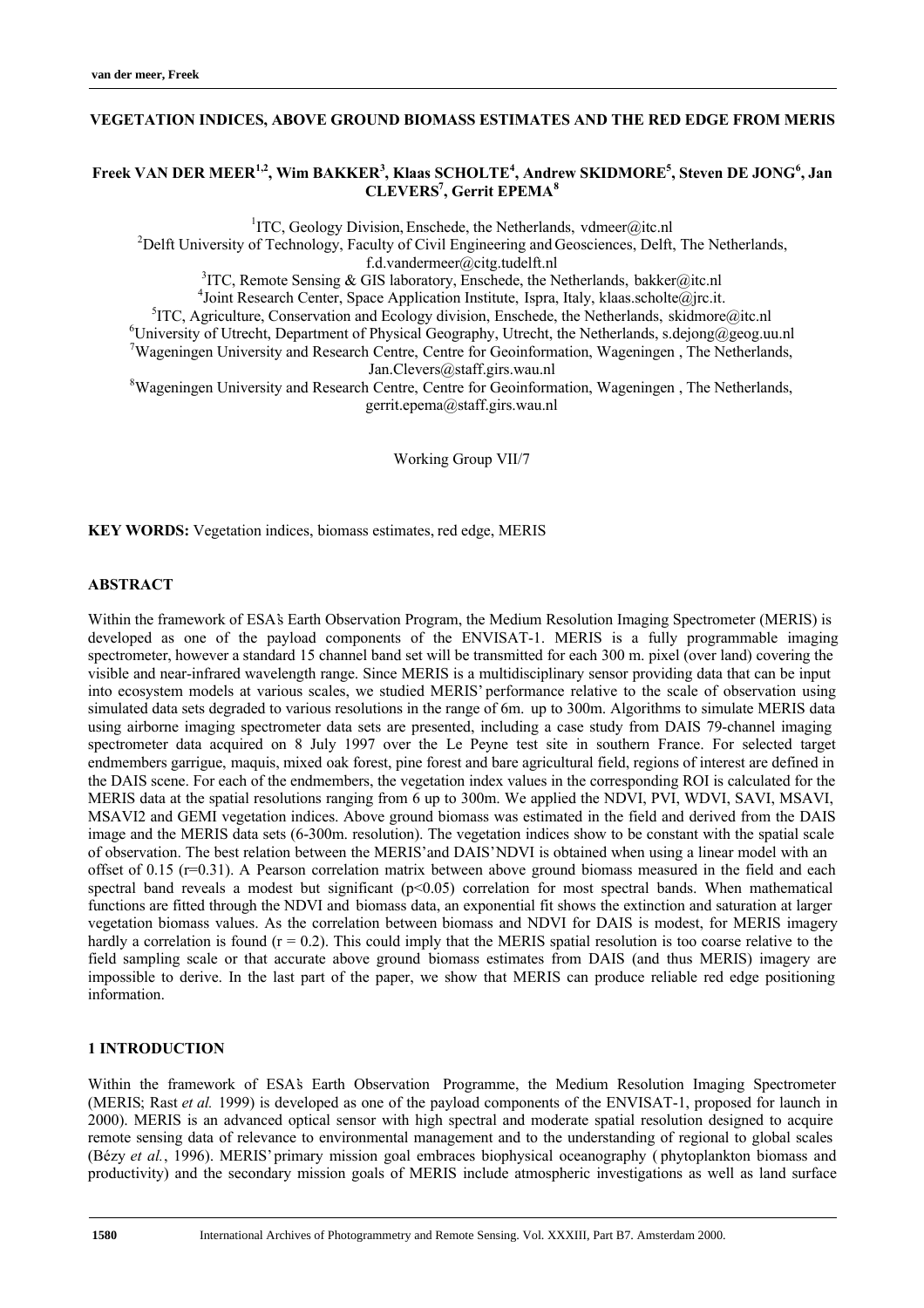**VEGETATION INDICES, ABOVE GROUND BIOMASS ESTIMATES AND THE RED EDGE FROM MERIS**

**Freek VAN DER MEER[1,2], Wim BAKKER[3], Klaas SCHOLTE[4], Andrew SKIDMORE[5], Steven DE JONG[6], Jan CLEVERS[7], Gerrit EPEMA[8]**

[1]ITC, Geology Division, Enschede, the Netherlands, vdmeer@itc.nl
[2]Delft University of Technology, Faculty of Civil Engineering and Geosciences, Delft, The Netherlands, f.d.vandermeer@citg.tudelft.nl
[3]ITC, Remote Sensing & GIS laboratory, Enschede, the Netherlands, bakker@itc.nl
[4]Joint Research Center, Space Application Institute, Ispra, Italy, klaas.scholte@jrc.it.
[5]ITC, Agriculture, Conservation and Ecology division, Enschede, the Netherlands, skidmore@itc.nl
[6]University of Utrecht, Department of Physical Geography, Utrecht, the Netherlands, s.dejong@geog.uu.nl
[7]Wageningen University and Research Centre, Centre for Geoinformation, Wageningen , The Netherlands, Jan.Clevers@staff.girs.wau.nl
[8]Wageningen University and Research Centre, Centre for Geoinformation, Wageningen , The Netherlands, gerrit.epema@staff.girs.wau.nl

Working Group VII/7

**KEY WORDS:** Vegetation indices, biomass estimates, red edge, MERIS

## ABSTRACT

Within the framework of ESA's Earth Observation Program, the Medium Resolution Imaging Spectrometer (MERIS) is developed as one of the payload components of the ENVISAT-1. MERIS is a fully programmable imaging spectrometer, however a standard 15 channel band set will be transmitted for each 300 m. pixel (over land) covering the visible and near-infrared wavelength range. Since MERIS is a multidisciplinary sensor providing data that can be input into ecosystem models at various scales, we studied MERIS' performance relative to the scale of observation using simulated data sets degraded to various resolutions in the range of 6m. up to 300m. Algorithms to simulate MERIS data using airborne imaging spectrometer data sets are presented, including a case study from DAIS 79-channel imaging spectrometer data acquired on 8 July 1997 over the Le Peyne test site in southern France. For selected target endmembers garrigue, maquis, mixed oak forest, pine forest and bare agricultural field, regions of interest are defined in the DAIS scene. For each of the endmembers, the vegetation index values in the corresponding ROI is calculated for the MERIS data at the spatial resolutions ranging from 6 up to 300m. We applied the NDVI, PVI, WDVI, SAVI, MSAVI, MSAVI2 and GEMI vegetation indices. Above ground biomass was estimated in the field and derived from the DAIS image and the MERIS data sets (6-300m. resolution). The vegetation indices show to be constant with the spatial scale of observation. The best relation between the MERIS' and DAIS' NDVI is obtained when using a linear model with an offset of 0.15 ($r=0.31$). A Pearson correlation matrix between above ground biomass measured in the field and each spectral band reveals a modest but significant ($p<0.05$) correlation for most spectral bands. When mathematical functions are fitted through the NDVI and biomass data, an exponential fit shows the extinction and saturation at larger vegetation biomass values. As the correlation between biomass and NDVI for DAIS is modest, for MERIS imagery hardly a correlation is found ($r = 0.2$). This could imply that the MERIS spatial resolution is too coarse relative to the field sampling scale or that accurate above ground biomass estimates from DAIS (and thus MERIS) imagery are impossible to derive. In the last part of the paper, we show that MERIS can produce reliable red edge positioning information.

## 1 INTRODUCTION

Within the framework of ESA's Earth Observation Programme, the Medium Resolution Imaging Spectrometer (MERIS; Rast *et al.* 1999) is developed as one of the payload components of the ENVISAT-1, proposed for launch in 2000). MERIS is an advanced optical sensor with high spectral and moderate spatial resolution designed to acquire remote sensing data of relevance to environmental management and to the understanding of regional to global scales (Bézy *et al.*, 1996). MERIS' primary mission goal embraces biophysical oceanography ( phytoplankton biomass and productivity) and the secondary mission goals of MERIS include atmospheric investigations as well as land surface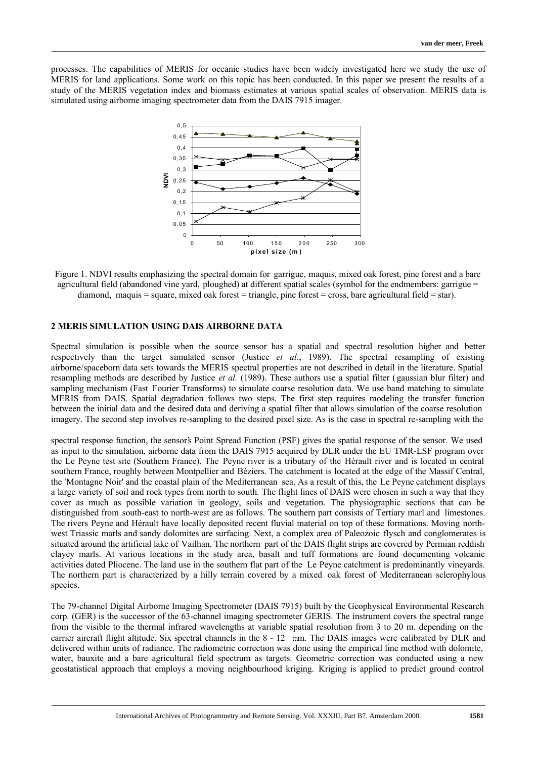processes. The capabilities of MERIS for oceanic studies have been widely investigated, here we study the use of MERIS for land applications. Some work on this topic has been conducted. In this paper we present the results of a study of the MERIS vegetation index and biomass estimates at various spatial scales of observation. MERIS data is simulated using airborne imaging spectrometer data from the DAIS 7915 imager.

Figure 1. NDVI results emphasizing the spectral domain for garrigue, maquis, mixed oak forest, pine forest and a bare agricultural field (abandoned vine yard, ploughed) at different spatial scales (symbol for the endmembers: garrigue = diamond, maquis = square, mixed oak forest = triangle, pine forest = cross, bare agricultural field = star).

## 2 MERIS SIMULATION USING DAIS AIRBORNE DATA

Spectral simulation is possible when the source sensor has a spatial and spectral resolution higher and better respectively than the target simulated sensor (Justice *et al.*, 1989). The spectral resampling of existing airborne/spaceborn data sets towards the MERIS spectral properties are not described in detail in the literature. Spatial resampling methods are described by Justice *et al.* (1989). These authors use a spatial filter (gaussian blur filter) and sampling mechanism (Fast Fourier Transforms) to simulate coarse resolution data. We use band matching to simulate MERIS from DAIS. Spatial degradation follows two steps. The first step requires modeling the transfer function between the initial data and the desired data and deriving a spatial filter that allows simulation of the coarse resolution imagery. The second step involves re-sampling to the desired pixel size. As is the case in spectral re-sampling with the spectral response function, the sensor's Point Spread Function (PSF) gives the spatial response of the sensor. We used as input to the simulation, airborne data from the DAIS 7915 acquired by DLR under the EU TMR-LSF program over the Le Peyne test site (Southern France). The Peyne river is a tributary of the Hérault river and is located in central southern France, roughly between Montpellier and Béziers. The catchment is located at the edge of the Massif Central, the 'Montagne Noir' and the coastal plain of the Mediterranean sea. As a result of this, the Le Peyne catchment displays a large variety of soil and rock types from north to south. The flight lines of DAIS were chosen in such a way that they cover as much as possible variation in geology, soils and vegetation. The physiographic sections that can be distinguished from south-east to north-west are as follows. The southern part consists of Tertiary marl and limestones. The rivers Peyne and Hérault have locally deposited recent fluvial material on top of these formations. Moving north-west Triassic marls and sandy dolomites are surfacing. Next, a complex area of Paleozoic flysch and conglomerates is situated around the artificial lake of Vailhan. The northern part of the DAIS flight strips are covered by Permian reddish clayey marls. At various locations in the study area, basalt and tuff formations are found documenting volcanic activities dated Pliocene. The land use in the southern flat part of the Le Peyne catchment is predominantly vineyards. The northern part is characterized by a hilly terrain covered by a mixed oak forest of Mediterranean sclerophylous species.

The 79-channel Digital Airborne Imaging Spectrometer (DAIS 7915) built by the Geophysical Environmental Research corp. (GER) is the successor of the 63-channel imaging spectrometer GERIS. The instrument covers the spectral range from the visible to the thermal infrared wavelengths at variable spatial resolution from 3 to 20 m. depending on the carrier aircraft flight altitude. Six spectral channels in the 8 - 12 mm. The DAIS images were calibrated by DLR and delivered within units of radiance. The radiometric correction was done using the empirical line method with dolomite, water, bauxite and a bare agricultural field spectrum as targets. Geometric correction was conducted using a new geostatistical approach that employs a moving neighbourhood kriging. Kriging is applied to predict ground control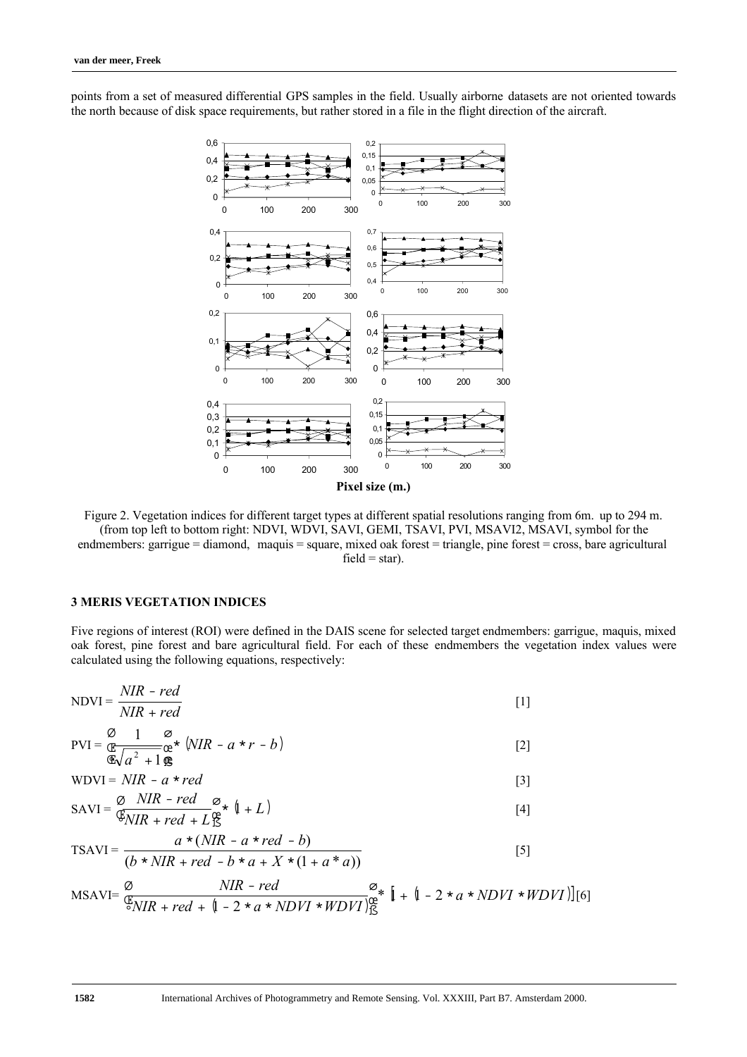points from a set of measured differential GPS samples in the field. Usually airborne datasets are not oriented towards the north because of disk space requirements, but rather stored in a file in the flight direction of the aircraft.

Figure 2. Vegetation indices for different target types at different spatial resolutions ranging from 6m. up to 294 m. (from top left to bottom right: NDVI, WDVI, SAVI, GEMI, TSAVI, PVI, MSAVI2, MSAVI, symbol for the endmembers: garrigue = diamond, maquis = square, mixed oak forest = triangle, pine forest = cross, bare agricultural field = star).

### 3 MERIS VEGETATION INDICES

Five regions of interest (ROI) were defined in the DAIS scene for selected target endmembers: garrigue, maquis, mixed oak forest, pine forest and bare agricultural field. For each of these endmembers the vegetation index values were calculated using the following equations, respectively:

$$\mathrm{NDVI} = \frac{NIR - red}{NIR + red} \quad [1]$$

$$\mathrm{PVI} = \left(\frac{1}{\sqrt{a^2 + 1}}\right) * \left(NIR - a * r - b\right) \quad [2]$$

$$\mathrm{WDVI} = NIR - a * red \quad [3]$$

$$\mathrm{SAVI} = \left(\frac{NIR - red}{NIR + red + L}\right) * \left(1 + L\right) \quad [4]$$

$$\mathrm{TSAVI} = \frac{a * (NIR - a * red - b)}{(b * NIR + red - b * a + X * (1 + a * a))} \quad [5]$$

$$\mathrm{MSAVI} = \left(\frac{NIR - red}{NIR + red + \left(1 - 2 * a * NDVI * WDVI\right)}\right) * \left[1 + \left(1 - 2 * a * NDVI * WDVI\right)\right] \quad [6]$$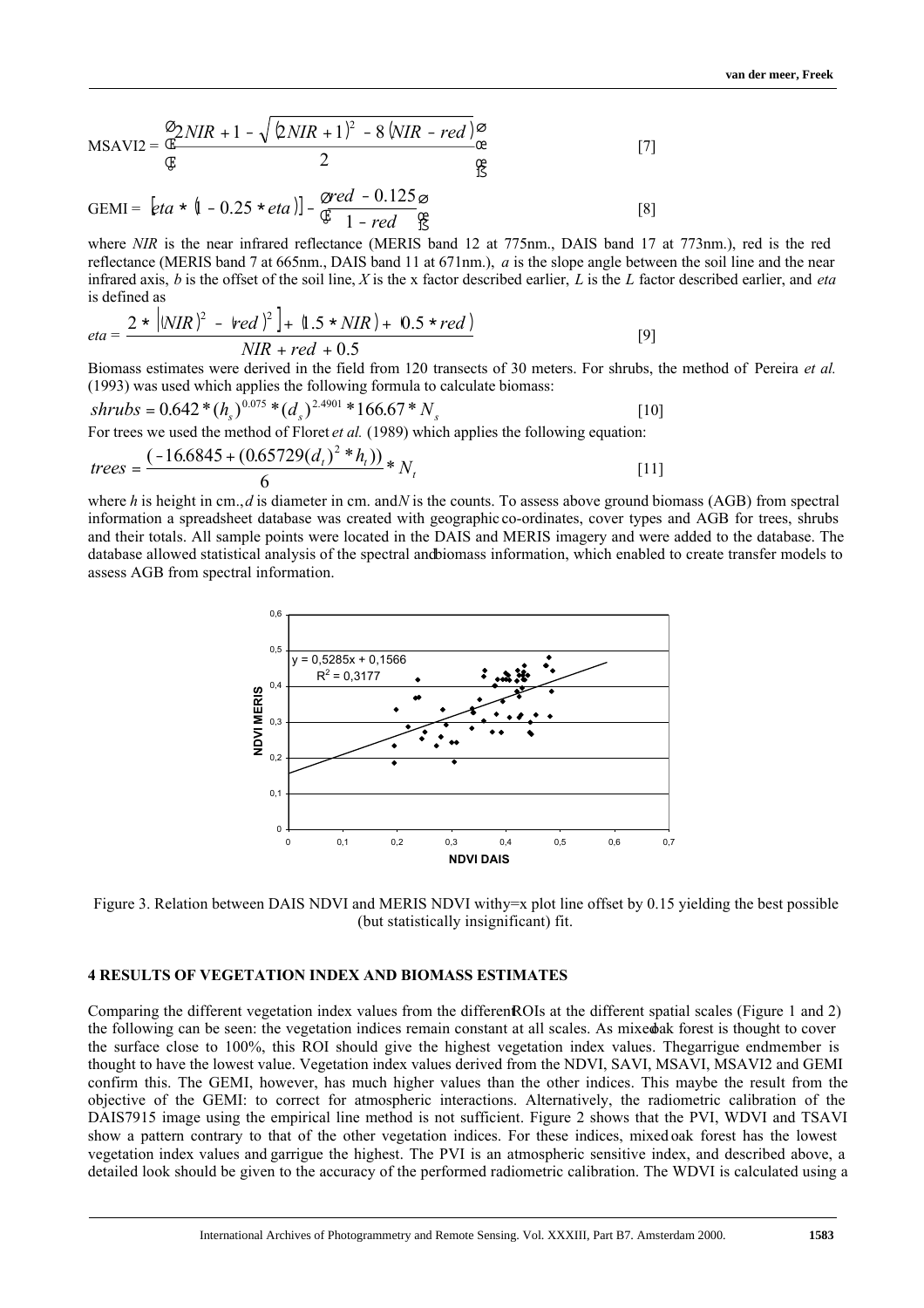$$\text{MSAVI2} = \left( \frac{2NIR + 1 - \sqrt{(2NIR + 1)^2 - 8(NIR - red)}}{2} \right) \quad [7]$$

$$\text{GEMI} = \left[ eta * (1 - 0.25 * eta) \right] - \left( \frac{red - 0.125}{1 - red} \right) \quad [8]$$

where *NIR* is the near infrared reflectance (MERIS band 12 at 775nm., DAIS band 17 at 773nm.), red is the red reflectance (MERIS band 7 at 665nm., DAIS band 11 at 671nm.), *a* is the slope angle between the soil line and the near infrared axis, *b* is the offset of the soil line, *X* is the x factor described earlier, *L* is the *L* factor described earlier, and *eta* is defined as

$$eta = \frac{2 * \left[ (NIR)^2 - (red)^2 \right] + (1.5 * NIR) + (0.5 * red)}{NIR + red + 0.5} \quad [9]$$

Biomass estimates were derived in the field from 120 transects of 30 meters. For shrubs, the method of Pereira *et al.* (1993) was used which applies the following formula to calculate biomass:

$$shrubs = 0.642 * (h_s)^{0.075} * (d_s)^{2.4901} * 166.67 * N_s \quad [10]$$

For trees we used the method of Floret *et al.* (1989) which applies the following equation:

$$trees = \frac{(-16.6845 + (0.65729(d_t)^2 * h_t))}{6} * N_t \quad [11]$$

where *h* is height in cm., *d* is diameter in cm. and *N* is the counts. To assess above ground biomass (AGB) from spectral information a spreadsheet database was created with geographic co-ordinates, cover types and AGB for trees, shrubs and their totals. All sample points were located in the DAIS and MERIS imagery and were added to the database. The database allowed statistical analysis of the spectral and biomass information, which enabled to create transfer models to assess AGB from spectral information.

Figure 3. Relation between DAIS NDVI and MERIS NDVI with y=x plot line offset by 0.15 yielding the best possible (but statistically insignificant) fit.

## 4 RESULTS OF VEGETATION INDEX AND BIOMASS ESTIMATES

Comparing the different vegetation index values from the different ROIs at the different spatial scales (Figure 1 and 2) the following can be seen: the vegetation indices remain constant at all scales. As mixed oak forest is thought to cover the surface close to 100%, this ROI should give the highest vegetation index values. The garrigue endmember is thought to have the lowest value. Vegetation index values derived from the NDVI, SAVI, MSAVI, MSAVI2 and GEMI confirm this. The GEMI, however, has much higher values than the other indices. This maybe the result from the objective of the GEMI: to correct for atmospheric interactions. Alternatively, the radiometric calibration of the DAIS7915 image using the empirical line method is not sufficient. Figure 2 shows that the PVI, WDVI and TSAVI show a pattern contrary to that of the other vegetation indices. For these indices, mixed oak forest has the lowest vegetation index values and garrigue the highest. The PVI is an atmospheric sensitive index, and described above, a detailed look should be given to the accuracy of the performed radiometric calibration. The WDVI is calculated using a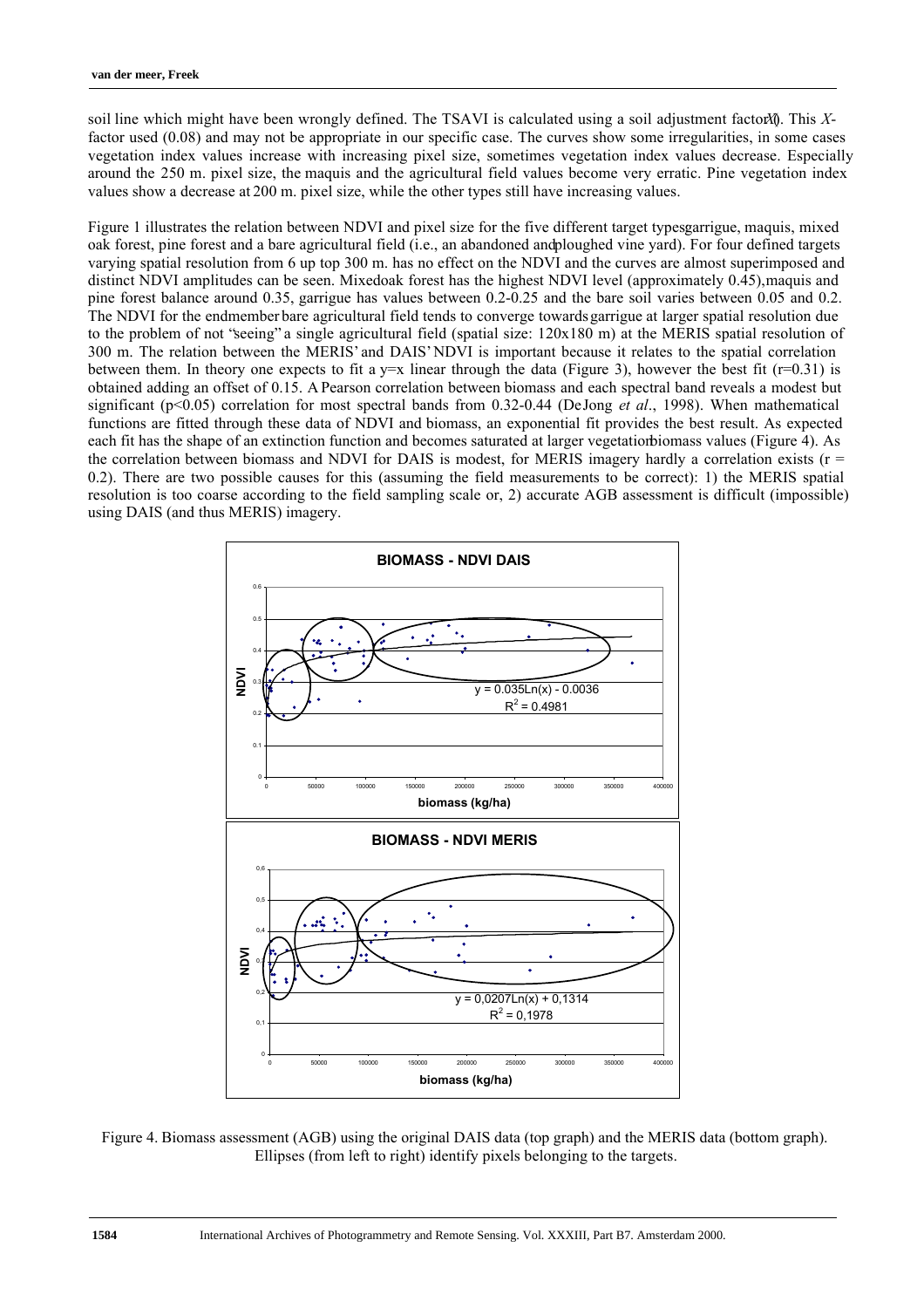soil line which might have been wrongly defined. The TSAVI is calculated using a soil adjustment factor ($X$). This $X$-factor used (0.08) and may not be appropriate in our specific case. The curves show some irregularities, in some cases vegetation index values increase with increasing pixel size, sometimes vegetation index values decrease. Especially around the 250 m. pixel size, the maquis and the agricultural field values become very erratic. Pine vegetation index values show a decrease at 200 m. pixel size, while the other types still have increasing values.

Figure 1 illustrates the relation between NDVI and pixel size for the five different target types garrigue, maquis, mixed oak forest, pine forest and a bare agricultural field (i.e., an abandoned and ploughed vine yard). For four defined targets varying spatial resolution from 6 up top 300 m. has no effect on the NDVI and the curves are almost superimposed and distinct NDVI amplitudes can be seen. Mixed oak forest has the highest NDVI level (approximately 0.45), maquis and pine forest balance around 0.35, garrigue has values between 0.2-0.25 and the bare soil varies between 0.05 and 0.2. The NDVI for the endmember bare agricultural field tends to converge towards garrigue at larger spatial resolution due to the problem of not "seeing" a single agricultural field (spatial size: 120x180 m) at the MERIS spatial resolution of 300 m. The relation between the MERIS' and DAIS' NDVI is important because it relates to the spatial correlation between them. In theory one expects to fit a y=x linear through the data (Figure 3), however the best fit (r=0.31) is obtained adding an offset of 0.15. A Pearson correlation between biomass and each spectral band reveals a modest but significant ($p<0.05$) correlation for most spectral bands from 0.32-0.44 (De Jong *et al*., 1998). When mathematical functions are fitted through these data of NDVI and biomass, an exponential fit provides the best result. As expected each fit has the shape of an extinction function and becomes saturated at larger vegetation biomass values (Figure 4). As the correlation between biomass and NDVI for DAIS is modest, for MERIS imagery hardly a correlation exists ($r = 0.2$). There are two possible causes for this (assuming the field measurements to be correct): 1) the MERIS spatial resolution is too coarse according to the field sampling scale or, 2) accurate AGB assessment is difficult (impossible) using DAIS (and thus MERIS) imagery.

Figure 4. Biomass assessment (AGB) using the original DAIS data (top graph) and the MERIS data (bottom graph). Ellipses (from left to right) identify pixels belonging to the targets.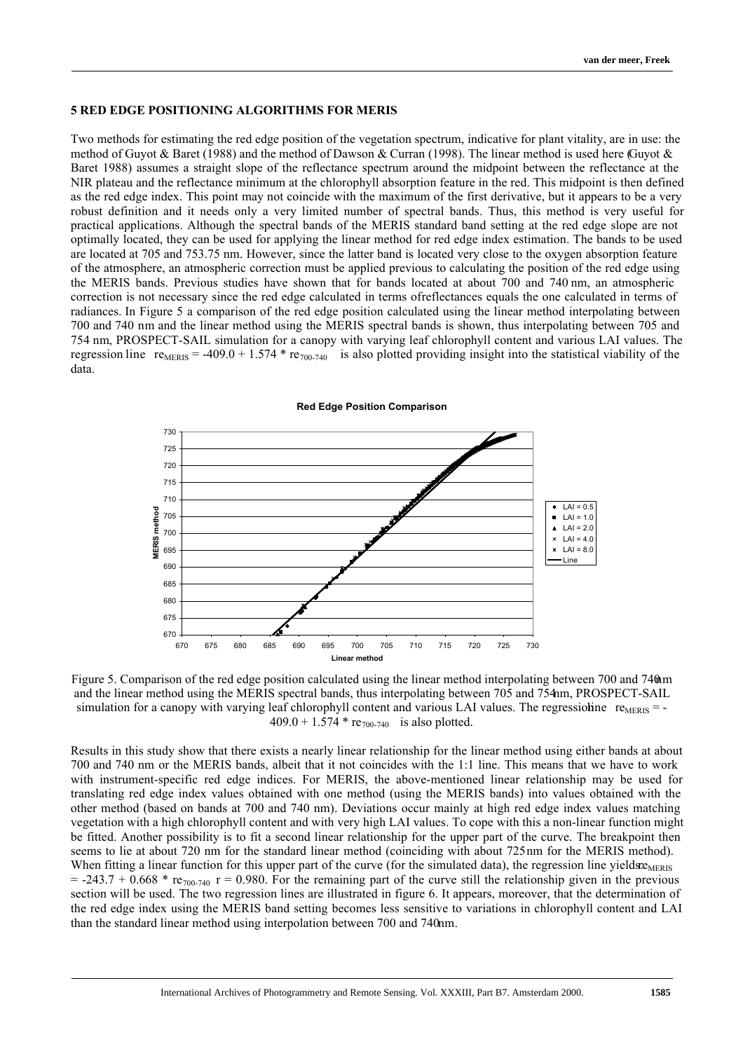## 5 RED EDGE POSITIONING ALGORITHMS FOR MERIS

Two methods for estimating the red edge position of the vegetation spectrum, indicative for plant vitality, are in use: the method of Guyot & Baret (1988) and the method of Dawson & Curran (1998). The linear method is used here (Guyot & Baret 1988) assumes a straight slope of the reflectance spectrum around the midpoint between the reflectance at the NIR plateau and the reflectance minimum at the chlorophyll absorption feature in the red. This midpoint is then defined as the red edge index. This point may not coincide with the maximum of the first derivative, but it appears to be a very robust definition and it needs only a very limited number of spectral bands. Thus, this method is very useful for practical applications. Although the spectral bands of the MERIS standard band setting at the red edge slope are not optimally located, they can be used for applying the linear method for red edge index estimation. The bands to be used are located at 705 and 753.75 nm. However, since the latter band is located very close to the oxygen absorption feature of the atmosphere, an atmospheric correction must be applied previous to calculating the position of the red edge using the MERIS bands. Previous studies have shown that for bands located at about 700 and 740 nm, an atmospheric correction is not necessary since the red edge calculated in terms of reflectances equals the one calculated in terms of radiances. In Figure 5 a comparison of the red edge position calculated using the linear method interpolating between 700 and 740 nm and the linear method using the MERIS spectral bands is shown, thus interpolating between 705 and 754 nm, PROSPECT-SAIL simulation for a canopy with varying leaf chlorophyll content and various LAI values. The regression line $re_{MERIS} = -409.0 + 1.574 * re_{700\text{-}740}$ is also plotted providing insight into the statistical viability of the data.

Figure 5. Comparison of the red edge position calculated using the linear method interpolating between 700 and 740 nm and the linear method using the MERIS spectral bands, thus interpolating between 705 and 754 nm, PROSPECT-SAIL simulation for a canopy with varying leaf chlorophyll content and various LAI values. The regression line $re_{MERIS} = -409.0 + 1.574 * re_{700\text{-}740}$ is also plotted.

Results in this study show that there exists a nearly linear relationship for the linear method using either bands at about 700 and 740 nm or the MERIS bands, albeit that it not coincides with the 1:1 line. This means that we have to work with instrument-specific red edge indices. For MERIS, the above-mentioned linear relationship may be used for translating red edge index values obtained with one method (using the MERIS bands) into values obtained with the other method (based on bands at 700 and 740 nm). Deviations occur mainly at high red edge index values matching vegetation with a high chlorophyll content and with very high LAI values. To cope with this a non-linear function might be fitted. Another possibility is to fit a second linear relationship for the upper part of the curve. The breakpoint then seems to lie at about 720 nm for the standard linear method (coinciding with about 725 nm for the MERIS method). When fitting a linear function for this upper part of the curve (for the simulated data), the regression line yields $re_{MERIS} = -243.7 + 0.668 * re_{700\text{-}740}$ $r = 0.980$. For the remaining part of the curve still the relationship given in the previous section will be used. The two regression lines are illustrated in figure 6. It appears, moreover, that the determination of the red edge index using the MERIS band setting becomes less sensitive to variations in chlorophyll content and LAI than the standard linear method using interpolation between 700 and 740 nm.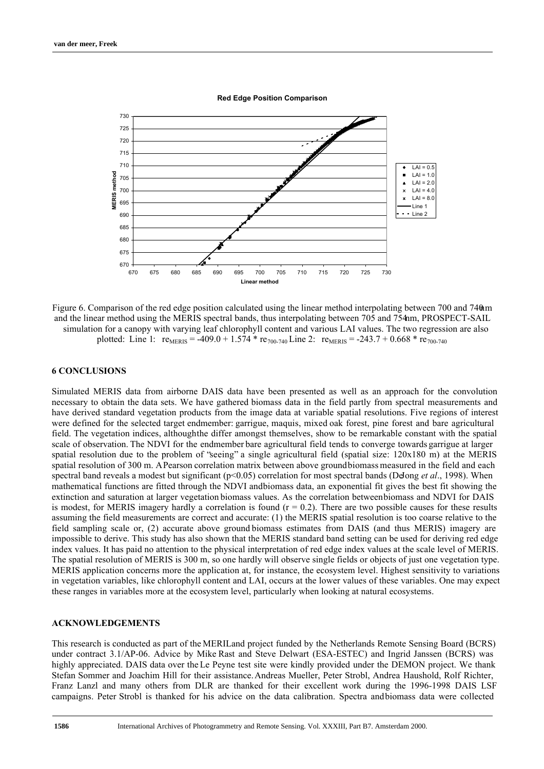Figure 6. Comparison of the red edge position calculated using the linear method interpolating between 700 and 740 nm and the linear method using the MERIS spectral bands, thus interpolating between 705 and 754 nm, PROSPECT-SAIL simulation for a canopy with varying leaf chlorophyll content and various LAI values. The two regression are also plotted: Line 1: $re_{MERIS} = -409.0 + 1.574 * re_{700-740}$ Line 2: $re_{MERIS} = -243.7 + 0.668 * re_{700-740}$

## 6 CONCLUSIONS

Simulated MERIS data from airborne DAIS data have been presented as well as an approach for the convolution necessary to obtain the data sets. We have gathered biomass data in the field partly from spectral measurements and have derived standard vegetation products from the image data at variable spatial resolutions. Five regions of interest were defined for the selected target endmember: garrigue, maquis, mixed oak forest, pine forest and bare agricultural field. The vegetation indices, although the differ amongst themselves, show to be remarkable constant with the spatial scale of observation. The NDVI for the endmember bare agricultural field tends to converge towards garrigue at larger spatial resolution due to the problem of "seeing" a single agricultural field (spatial size: 120x180 m) at the MERIS spatial resolution of 300 m. A Pearson correlation matrix between above ground biomass measured in the field and each spectral band reveals a modest but significant ($p<0.05$) correlation for most spectral bands (DeJong *et al*., 1998). When mathematical functions are fitted through the NDVI and biomass data, an exponential fit gives the best fit showing the extinction and saturation at larger vegetation biomass values. As the correlation between biomass and NDVI for DAIS is modest, for MERIS imagery hardly a correlation is found ($r = 0.2$). There are two possible causes for these results assuming the field measurements are correct and accurate: (1) the MERIS spatial resolution is too coarse relative to the field sampling scale or, (2) accurate above ground biomass estimates from DAIS (and thus MERIS) imagery are impossible to derive. This study has also shown that the MERIS standard band setting can be used for deriving red edge index values. It has paid no attention to the physical interpretation of red edge index values at the scale level of MERIS. The spatial resolution of MERIS is 300 m, so one hardly will observe single fields or objects of just one vegetation type. MERIS application concerns more the application at, for instance, the ecosystem level. Highest sensitivity to variations in vegetation variables, like chlorophyll content and LAI, occurs at the lower values of these variables. One may expect these ranges in variables more at the ecosystem level, particularly when looking at natural ecosystems.

## ACKNOWLEDGEMENTS

This research is conducted as part of the MERILand project funded by the Netherlands Remote Sensing Board (BCRS) under contract 3.1/AP-06. Advice by Mike Rast and Steve Delwart (ESA-ESTEC) and Ingrid Janssen (BCRS) was highly appreciated. DAIS data over the Le Peyne test site were kindly provided under the DEMON project. We thank Stefan Sommer and Joachim Hill for their assistance. Andreas Mueller, Peter Strobl, Andrea Haushold, Rolf Richter, Franz Lanzl and many others from DLR are thanked for their excellent work during the 1996-1998 DAIS LSF campaigns. Peter Strobl is thanked for his advice on the data calibration. Spectra and biomass data were collected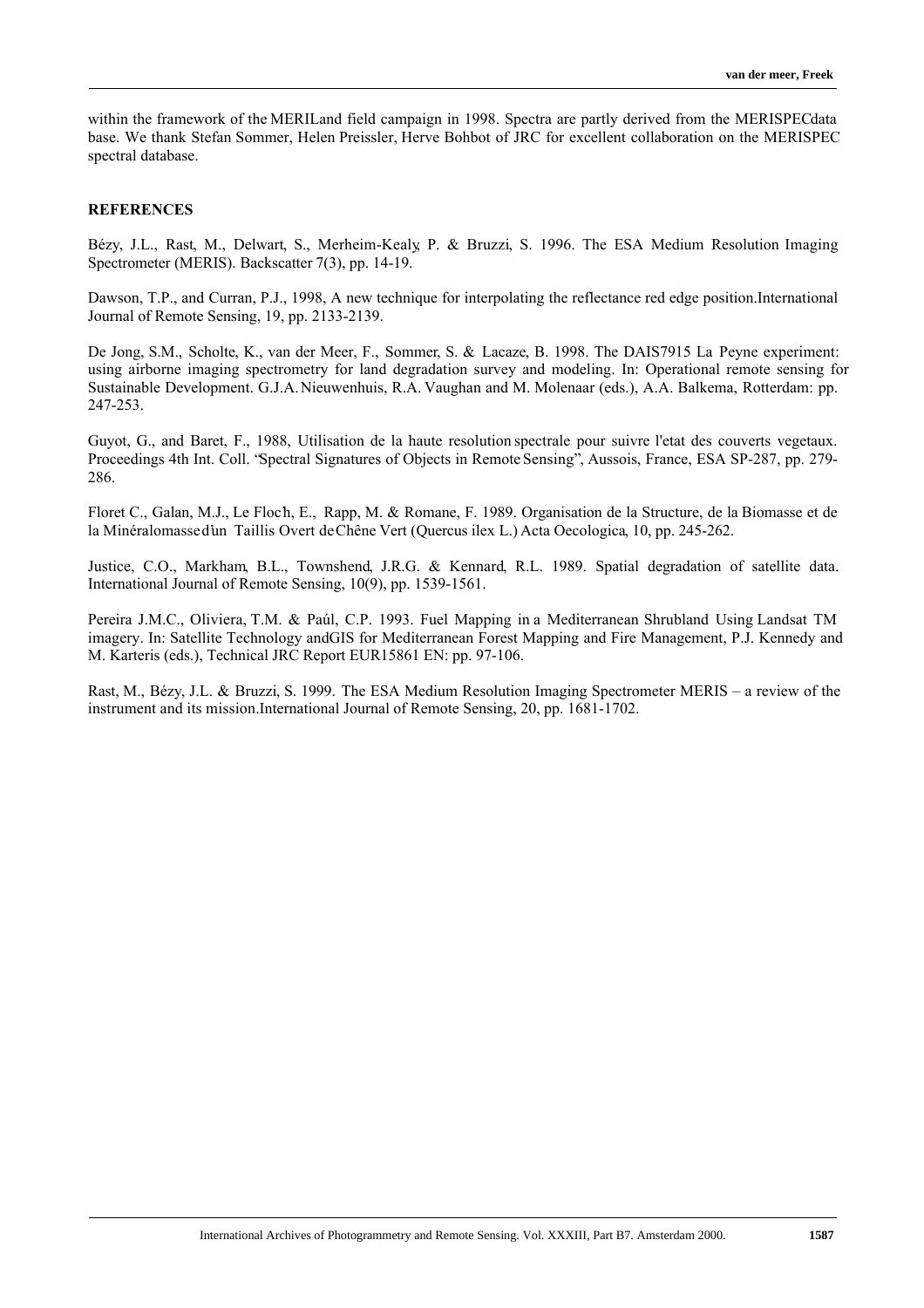within the framework of the MERILand field campaign in 1998. Spectra are partly derived from the MERISPECdata base. We thank Stefan Sommer, Helen Preissler, Herve Bohbot of JRC for excellent collaboration on the MERISPEC spectral database.

## REFERENCES

Bézy, J.L., Rast, M., Delwart, S., Merheim-Kealy, P. & Bruzzi, S. 1996. The ESA Medium Resolution Imaging Spectrometer (MERIS). Backscatter 7(3), pp. 14-19.

Dawson, T.P., and Curran, P.J., 1998, A new technique for interpolating the reflectance red edge position.International Journal of Remote Sensing, 19, pp. 2133-2139.

De Jong, S.M., Scholte, K., van der Meer, F., Sommer, S. & Lacaze, B. 1998. The DAIS7915 La Peyne experiment: using airborne imaging spectrometry for land degradation survey and modeling. In: Operational remote sensing for Sustainable Development. G.J.A. Nieuwenhuis, R.A. Vaughan and M. Molenaar (eds.), A.A. Balkema, Rotterdam: pp. 247-253.

Guyot, G., and Baret, F., 1988, Utilisation de la haute resolution spectrale pour suivre l'etat des couverts vegetaux. Proceedings 4th Int. Coll. "Spectral Signatures of Objects in Remote Sensing", Aussois, France, ESA SP-287, pp. 279-286.

Floret C., Galan, M.J., Le Floc'h, E., Rapp, M. & Romane, F. 1989. Organisation de la Structure, de la Biomasse et de la Minéralomasse d'un Taillis Overt de Chêne Vert (Quercus ilex L.) Acta Oecologica, 10, pp. 245-262.

Justice, C.O., Markham, B.L., Townshend, J.R.G. & Kennard, R.L. 1989. Spatial degradation of satellite data. International Journal of Remote Sensing, 10(9), pp. 1539-1561.

Pereira J.M.C., Oliviera, T.M. & Paúl, C.P. 1993. Fuel Mapping in a Mediterranean Shrubland Using Landsat TM imagery. In: Satellite Technology andGIS for Mediterranean Forest Mapping and Fire Management, P.J. Kennedy and M. Karteris (eds.), Technical JRC Report EUR15861 EN: pp. 97-106.

Rast, M., Bézy, J.L. & Bruzzi, S. 1999. The ESA Medium Resolution Imaging Spectrometer MERIS – a review of the instrument and its mission.International Journal of Remote Sensing, 20, pp. 1681-1702.